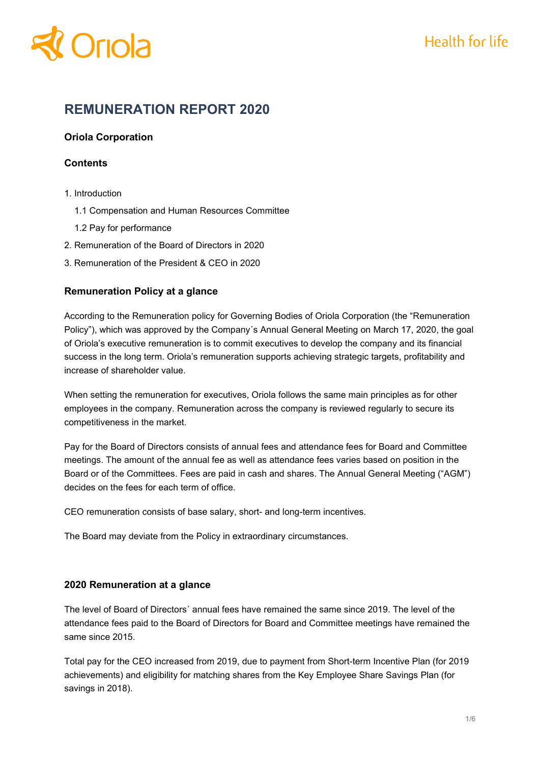# REMUNERATION REPORT 2020

### Oriola Corporation

### Contents

1. Introduction
   - 1.1 Compensation and Human Resources Committee
   - 1.2 Pay for performance
2. Remuneration of the Board of Directors in 2020
3. Remuneration of the President & CEO in 2020

### Remuneration Policy at a glance

According to the Remuneration policy for Governing Bodies of Oriola Corporation (the "Remuneration Policy"), which was approved by the Company´s Annual General Meeting on March 17, 2020, the goal of Oriola's executive remuneration is to commit executives to develop the company and its financial success in the long term. Oriola's remuneration supports achieving strategic targets, profitability and increase of shareholder value.

When setting the remuneration for executives, Oriola follows the same main principles as for other employees in the company. Remuneration across the company is reviewed regularly to secure its competitiveness in the market.

Pay for the Board of Directors consists of annual fees and attendance fees for Board and Committee meetings. The amount of the annual fee as well as attendance fees varies based on position in the Board or of the Committees. Fees are paid in cash and shares. The Annual General Meeting ("AGM") decides on the fees for each term of office.

CEO remuneration consists of base salary, short- and long-term incentives.

The Board may deviate from the Policy in extraordinary circumstances.

### 2020 Remuneration at a glance

The level of Board of Directors´ annual fees have remained the same since 2019. The level of the attendance fees paid to the Board of Directors for Board and Committee meetings have remained the same since 2015.

Total pay for the CEO increased from 2019, due to payment from Short-term Incentive Plan (for 2019 achievements) and eligibility for matching shares from the Key Employee Share Savings Plan (for savings in 2018).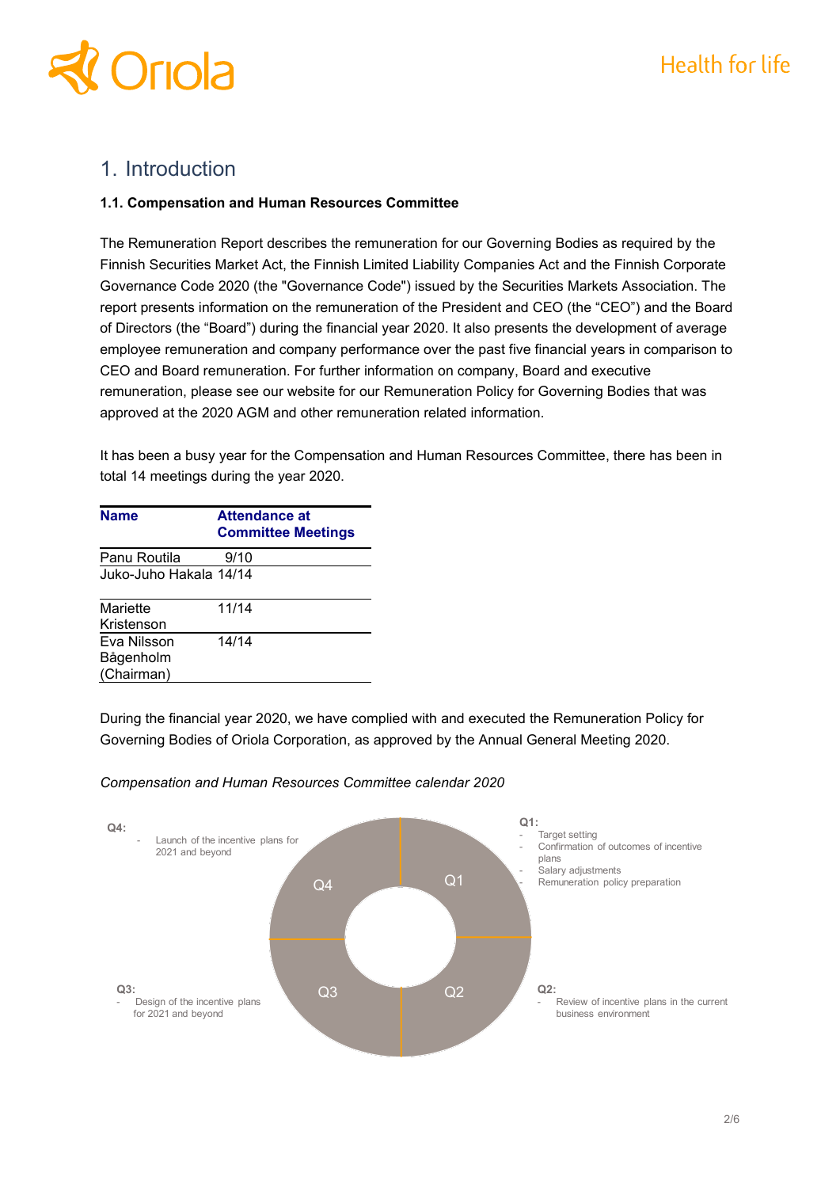# 1. Introduction

### 1.1. Compensation and Human Resources Committee

The Remuneration Report describes the remuneration for our Governing Bodies as required by the Finnish Securities Market Act, the Finnish Limited Liability Companies Act and the Finnish Corporate Governance Code 2020 (the "Governance Code") issued by the Securities Markets Association. The report presents information on the remuneration of the President and CEO (the "CEO") and the Board of Directors (the "Board") during the financial year 2020. It also presents the development of average employee remuneration and company performance over the past five financial years in comparison to CEO and Board remuneration. For further information on company, Board and executive remuneration, please see our website for our Remuneration Policy for Governing Bodies that was approved at the 2020 AGM and other remuneration related information.

It has been a busy year for the Compensation and Human Resources Committee, there has been in total 14 meetings during the year 2020.

| Name | Attendance at Committee Meetings |
|---|---|
| Panu Routila | 9/10 |
| Juko-Juho Hakala | 14/14 |
| Mariette Kristenson | 11/14 |
| Eva Nilsson Bågenholm (Chairman) | 14/14 |

During the financial year 2020, we have complied with and executed the Remuneration Policy for Governing Bodies of Oriola Corporation, as approved by the Annual General Meeting 2020.

*Compensation and Human Resources Committee calendar 2020*

**Q1:**
- Target setting
- Confirmation of outcomes of incentive plans
- Salary adjustments
- Remuneration policy preparation

**Q2:**
- Review of incentive plans in the current business environment

**Q3:**
- Design of the incentive plans for 2021 and beyond

**Q4:**
- Launch of the incentive plans for 2021 and beyond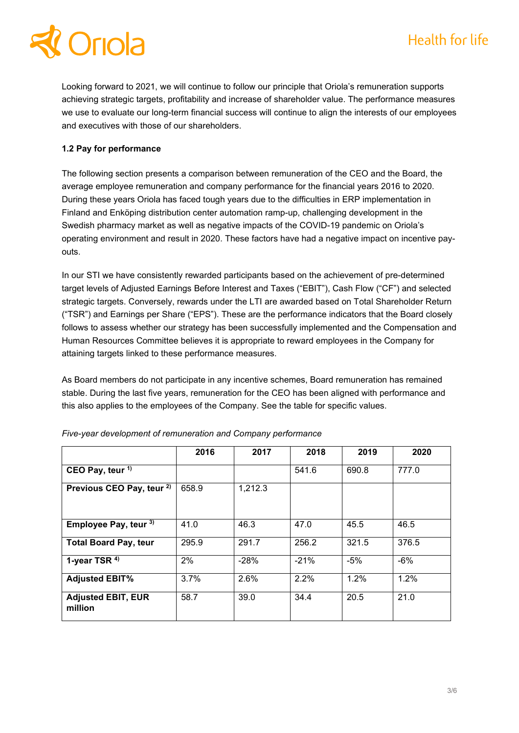Looking forward to 2021, we will continue to follow our principle that Oriola's remuneration supports achieving strategic targets, profitability and increase of shareholder value. The performance measures we use to evaluate our long-term financial success will continue to align the interests of our employees and executives with those of our shareholders.

### 1.2 Pay for performance

The following section presents a comparison between remuneration of the CEO and the Board, the average employee remuneration and company performance for the financial years 2016 to 2020. During these years Oriola has faced tough years due to the difficulties in ERP implementation in Finland and Enköping distribution center automation ramp-up, challenging development in the Swedish pharmacy market as well as negative impacts of the COVID-19 pandemic on Oriola's operating environment and result in 2020. These factors have had a negative impact on incentive pay-outs.

In our STI we have consistently rewarded participants based on the achievement of pre-determined target levels of Adjusted Earnings Before Interest and Taxes ("EBIT"), Cash Flow ("CF") and selected strategic targets. Conversely, rewards under the LTI are awarded based on Total Shareholder Return ("TSR") and Earnings per Share ("EPS"). These are the performance indicators that the Board closely follows to assess whether our strategy has been successfully implemented and the Compensation and Human Resources Committee believes it is appropriate to reward employees in the Company for attaining targets linked to these performance measures.

As Board members do not participate in any incentive schemes, Board remuneration has remained stable. During the last five years, remuneration for the CEO has been aligned with performance and this also applies to the employees of the Company. See the table for specific values.

*Five-year development of remuneration and Company performance*

| | 2016 | 2017 | 2018 | 2019 | 2020 |
|---|---|---|---|---|---|
| **CEO Pay, teur [1)]** | | | 541.6 | 690.8 | 777.0 |
| **Previous CEO Pay, teur [2)]** | 658.9 | 1,212.3 | | | |
| **Employee Pay, teur [3)]** | 41.0 | 46.3 | 47.0 | 45.5 | 46.5 |
| **Total Board Pay, teur** | 295.9 | 291.7 | 256.2 | 321.5 | 376.5 |
| **1-year TSR [4)]** | 2% | -28% | -21% | -5% | -6% |
| **Adjusted EBIT%** | 3.7% | 2.6% | 2.2% | 1.2% | 1.2% |
| **Adjusted EBIT, EUR million** | 58.7 | 39.0 | 34.4 | 20.5 | 21.0 |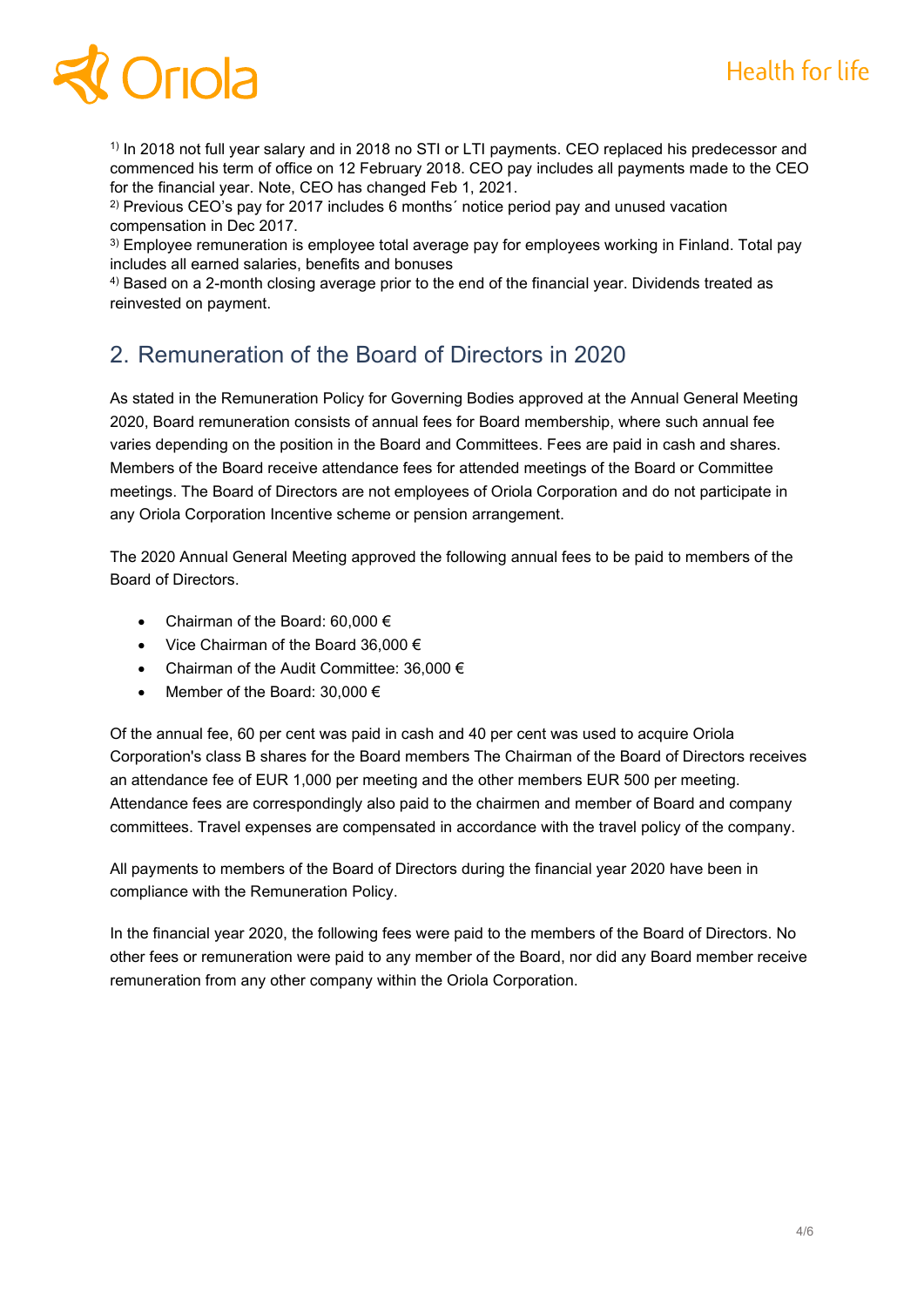[1)] In 2018 not full year salary and in 2018 no STI or LTI payments. CEO replaced his predecessor and commenced his term of office on 12 February 2018. CEO pay includes all payments made to the CEO for the financial year. Note, CEO has changed Feb 1, 2021.
[2)] Previous CEO's pay for 2017 includes 6 months´ notice period pay and unused vacation compensation in Dec 2017.
[3)] Employee remuneration is employee total average pay for employees working in Finland. Total pay includes all earned salaries, benefits and bonuses
[4)] Based on a 2-month closing average prior to the end of the financial year. Dividends treated as reinvested on payment.

## 2. Remuneration of the Board of Directors in 2020

As stated in the Remuneration Policy for Governing Bodies approved at the Annual General Meeting 2020, Board remuneration consists of annual fees for Board membership, where such annual fee varies depending on the position in the Board and Committees. Fees are paid in cash and shares. Members of the Board receive attendance fees for attended meetings of the Board or Committee meetings. The Board of Directors are not employees of Oriola Corporation and do not participate in any Oriola Corporation Incentive scheme or pension arrangement.

The 2020 Annual General Meeting approved the following annual fees to be paid to members of the Board of Directors.

- Chairman of the Board: 60,000 €
- Vice Chairman of the Board 36,000 €
- Chairman of the Audit Committee: 36,000 €
- Member of the Board: 30,000 €

Of the annual fee, 60 per cent was paid in cash and 40 per cent was used to acquire Oriola Corporation's class B shares for the Board members The Chairman of the Board of Directors receives an attendance fee of EUR 1,000 per meeting and the other members EUR 500 per meeting. Attendance fees are correspondingly also paid to the chairmen and member of Board and company committees. Travel expenses are compensated in accordance with the travel policy of the company.

All payments to members of the Board of Directors during the financial year 2020 have been in compliance with the Remuneration Policy.

In the financial year 2020, the following fees were paid to the members of the Board of Directors. No other fees or remuneration were paid to any member of the Board, nor did any Board member receive remuneration from any other company within the Oriola Corporation.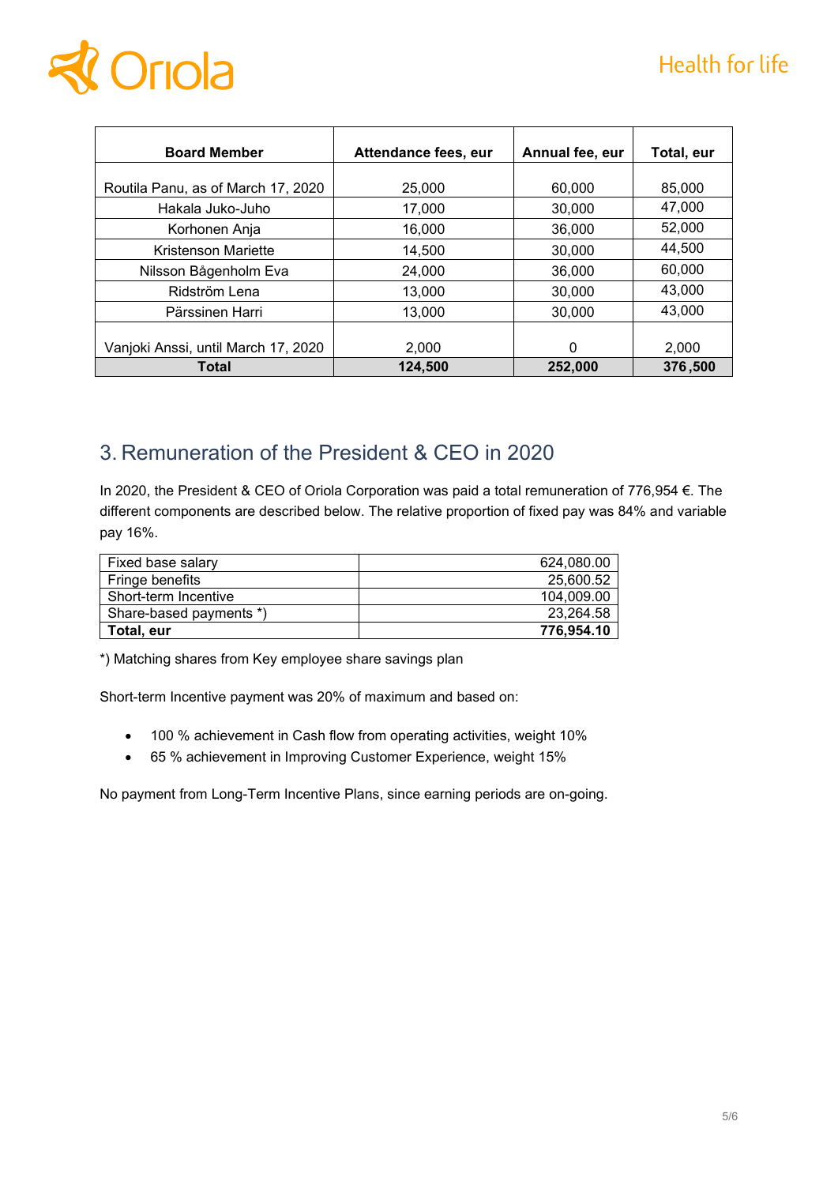| Board Member | Attendance fees, eur | Annual fee, eur | Total, eur |
|---|---|---|---|
| Routila Panu, as of March 17, 2020 | 25,000 | 60,000 | 85,000 |
| Hakala Juko-Juho | 17,000 | 30,000 | 47,000 |
| Korhonen Anja | 16,000 | 36,000 | 52,000 |
| Kristenson Mariette | 14,500 | 30,000 | 44,500 |
| Nilsson Bågenholm Eva | 24,000 | 36,000 | 60,000 |
| Ridström Lena | 13,000 | 30,000 | 43,000 |
| Pärssinen Harri | 13,000 | 30,000 | 43,000 |
| Vanjoki Anssi, until March 17, 2020 | 2,000 | 0 | 2,000 |
| **Total** | **124,500** | **252,000** | **376,500** |

## 3. Remuneration of the President & CEO in 2020

In 2020, the President & CEO of Oriola Corporation was paid a total remuneration of 776,954 €. The different components are described below. The relative proportion of fixed pay was 84% and variable pay 16%.

| | |
|---|---|
| Fixed base salary | 624,080.00 |
| Fringe benefits | 25,600.52 |
| Short-term Incentive | 104,009.00 |
| Share-based payments *) | 23,264.58 |
| **Total, eur** | **776,954.10** |

*) Matching shares from Key employee share savings plan

Short-term Incentive payment was 20% of maximum and based on:

- 100 % achievement in Cash flow from operating activities, weight 10%
- 65 % achievement in Improving Customer Experience, weight 15%

No payment from Long-Term Incentive Plans, since earning periods are on-going.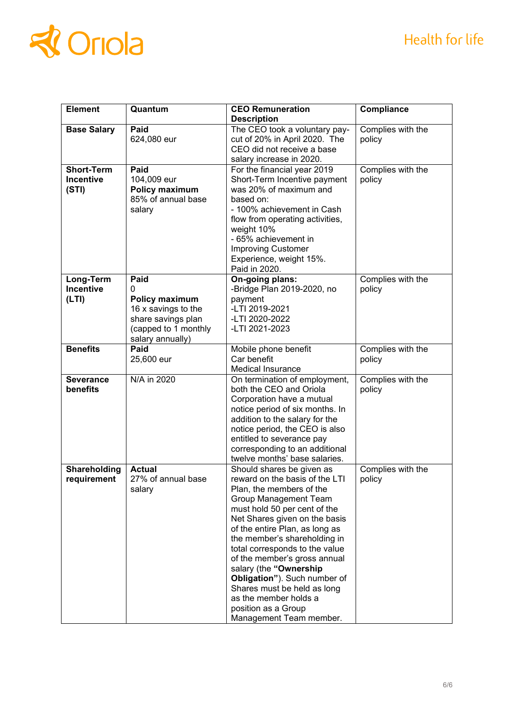| Element | Quantum | CEO Remuneration Description | Compliance |
|---|---|---|---|
| **Base Salary** | **Paid** 624,080 eur | The CEO took a voluntary pay-cut of 20% in April 2020. The CEO did not receive a base salary increase in 2020. | Complies with the policy |
| **Short-Term Incentive (STI)** | **Paid** 104,009 eur **Policy maximum** 85% of annual base salary | For the financial year 2019 Short-Term Incentive payment was 20% of maximum and based on: - 100% achievement in Cash flow from operating activities, weight 10% - 65% achievement in Improving Customer Experience, weight 15%. Paid in 2020. | Complies with the policy |
| **Long-Term Incentive (LTI)** | **Paid** 0 **Policy maximum** 16 x savings to the share savings plan (capped to 1 monthly salary annually) | **On-going plans:** -Bridge Plan 2019-2020, no payment -LTI 2019-2021 -LTI 2020-2022 -LTI 2021-2023 | Complies with the policy |
| **Benefits** | **Paid** 25,600 eur | Mobile phone benefit Car benefit Medical Insurance | Complies with the policy |
| **Severance benefits** | N/A in 2020 | On termination of employment, both the CEO and Oriola Corporation have a mutual notice period of six months. In addition to the salary for the notice period, the CEO is also entitled to severance pay corresponding to an additional twelve months' base salaries. | Complies with the policy |
| **Shareholding requirement** | **Actual** 27% of annual base salary | Should shares be given as reward on the basis of the LTI Plan, the members of the Group Management Team must hold 50 per cent of the Net Shares given on the basis of the entire Plan, as long as the member's shareholding in total corresponds to the value of the member's gross annual salary (the **"Ownership Obligation"**). Such number of Shares must be held as long as the member holds a position as a Group Management Team member. | Complies with the policy |